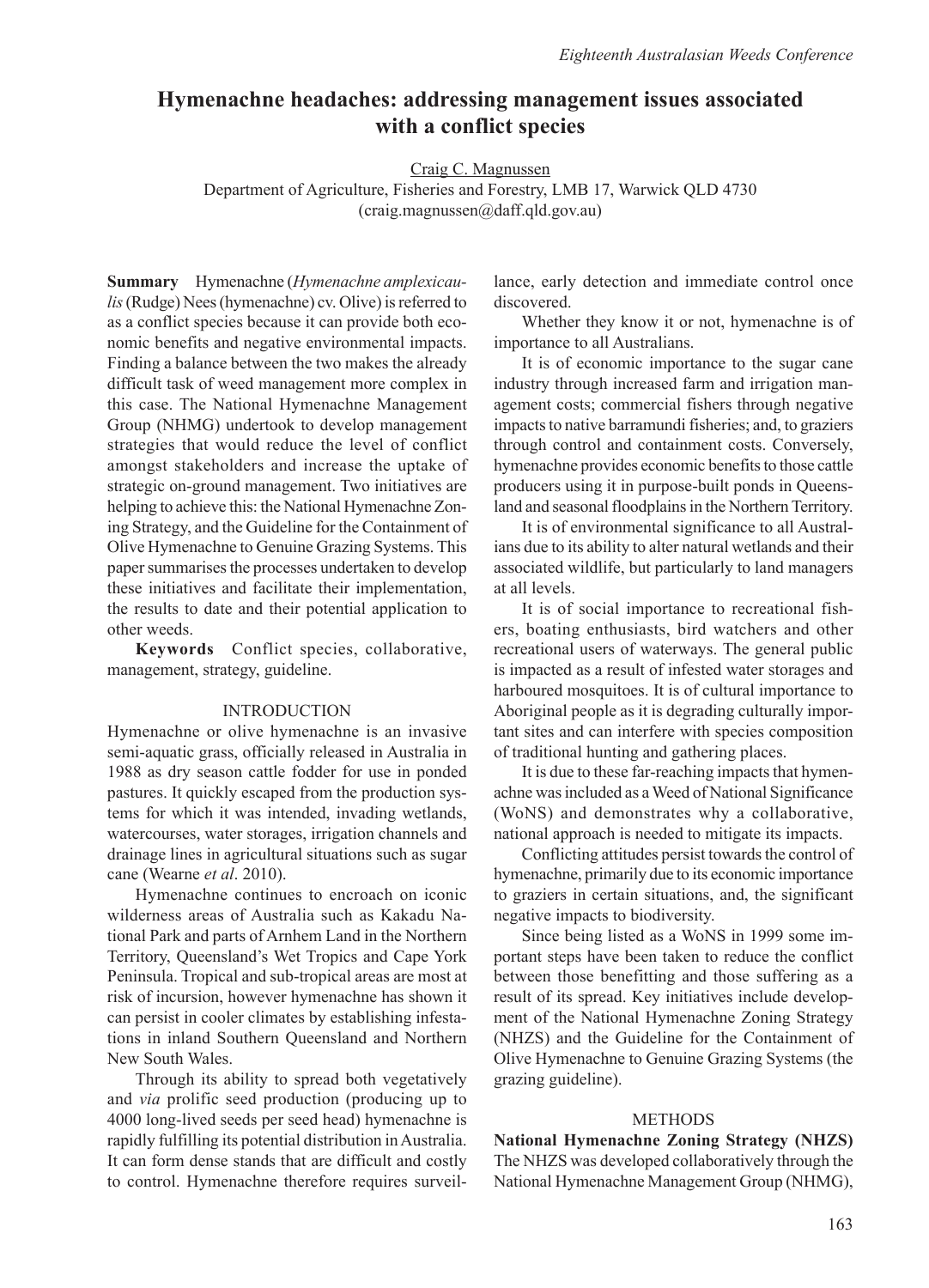# Hymenachne headaches: addressing management issues associated with a conflict species

Craig C. Magnussen
Department of Agriculture, Fisheries and Forestry, LMB 17, Warwick QLD 4730
(craig.magnussen@daff.qld.gov.au)

**Summary** Hymenachne (*Hymenachne amplexicaulis* (Rudge) Nees (hymenachne) cv. Olive) is referred to as a conflict species because it can provide both economic benefits and negative environmental impacts. Finding a balance between the two makes the already difficult task of weed management more complex in this case. The National Hymenachne Management Group (NHMG) undertook to develop management strategies that would reduce the level of conflict amongst stakeholders and increase the uptake of strategic on-ground management. Two initiatives are helping to achieve this: the National Hymenachne Zoning Strategy, and the Guideline for the Containment of Olive Hymenachne to Genuine Grazing Systems. This paper summarises the processes undertaken to develop these initiatives and facilitate their implementation, the results to date and their potential application to other weeds.

**Keywords** Conflict species, collaborative, management, strategy, guideline.

## INTRODUCTION

Hymenachne or olive hymenachne is an invasive semi-aquatic grass, officially released in Australia in 1988 as dry season cattle fodder for use in ponded pastures. It quickly escaped from the production systems for which it was intended, invading wetlands, watercourses, water storages, irrigation channels and drainage lines in agricultural situations such as sugar cane (Wearne *et al*. 2010).

Hymenachne continues to encroach on iconic wilderness areas of Australia such as Kakadu National Park and parts of Arnhem Land in the Northern Territory, Queensland's Wet Tropics and Cape York Peninsula. Tropical and sub-tropical areas are most at risk of incursion, however hymenachne has shown it can persist in cooler climates by establishing infestations in inland Southern Queensland and Northern New South Wales.

Through its ability to spread both vegetatively and *via* prolific seed production (producing up to 4000 long-lived seeds per seed head) hymenachne is rapidly fulfilling its potential distribution in Australia. It can form dense stands that are difficult and costly to control. Hymenachne therefore requires surveillance, early detection and immediate control once discovered.

Whether they know it or not, hymenachne is of importance to all Australians.

It is of economic importance to the sugar cane industry through increased farm and irrigation management costs; commercial fishers through negative impacts to native barramundi fisheries; and, to graziers through control and containment costs. Conversely, hymenachne provides economic benefits to those cattle producers using it in purpose-built ponds in Queensland and seasonal floodplains in the Northern Territory.

It is of environmental significance to all Australians due to its ability to alter natural wetlands and their associated wildlife, but particularly to land managers at all levels.

It is of social importance to recreational fishers, boating enthusiasts, bird watchers and other recreational users of waterways. The general public is impacted as a result of infested water storages and harboured mosquitoes. It is of cultural importance to Aboriginal people as it is degrading culturally important sites and can interfere with species composition of traditional hunting and gathering places.

It is due to these far-reaching impacts that hymenachne was included as a Weed of National Significance (WoNS) and demonstrates why a collaborative, national approach is needed to mitigate its impacts.

Conflicting attitudes persist towards the control of hymenachne, primarily due to its economic importance to graziers in certain situations, and, the significant negative impacts to biodiversity.

Since being listed as a WoNS in 1999 some important steps have been taken to reduce the conflict between those benefitting and those suffering as a result of its spread. Key initiatives include development of the National Hymenachne Zoning Strategy (NHZS) and the Guideline for the Containment of Olive Hymenachne to Genuine Grazing Systems (the grazing guideline).

## METHODS

**National Hymenachne Zoning Strategy (NHZS)** The NHZS was developed collaboratively through the National Hymenachne Management Group (NHMG),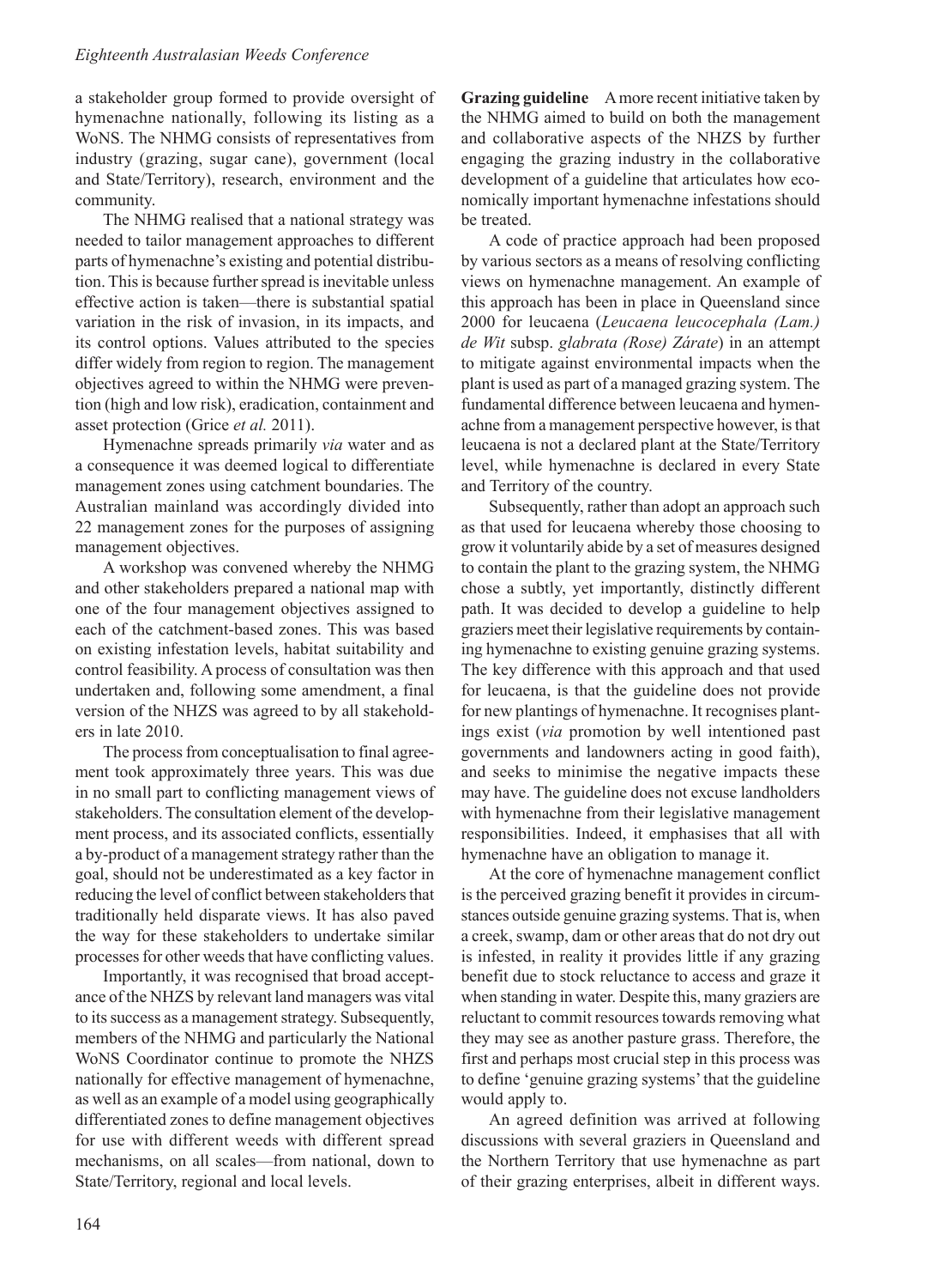a stakeholder group formed to provide oversight of hymenachne nationally, following its listing as a WoNS. The NHMG consists of representatives from industry (grazing, sugar cane), government (local and State/Territory), research, environment and the community.

The NHMG realised that a national strategy was needed to tailor management approaches to different parts of hymenachne's existing and potential distribution. This is because further spread is inevitable unless effective action is taken—there is substantial spatial variation in the risk of invasion, in its impacts, and its control options. Values attributed to the species differ widely from region to region. The management objectives agreed to within the NHMG were prevention (high and low risk), eradication, containment and asset protection (Grice *et al.* 2011).

Hymenachne spreads primarily *via* water and as a consequence it was deemed logical to differentiate management zones using catchment boundaries. The Australian mainland was accordingly divided into 22 management zones for the purposes of assigning management objectives.

A workshop was convened whereby the NHMG and other stakeholders prepared a national map with one of the four management objectives assigned to each of the catchment-based zones. This was based on existing infestation levels, habitat suitability and control feasibility. A process of consultation was then undertaken and, following some amendment, a final version of the NHZS was agreed to by all stakeholders in late 2010.

The process from conceptualisation to final agreement took approximately three years. This was due in no small part to conflicting management views of stakeholders. The consultation element of the development process, and its associated conflicts, essentially a by-product of a management strategy rather than the goal, should not be underestimated as a key factor in reducing the level of conflict between stakeholders that traditionally held disparate views. It has also paved the way for these stakeholders to undertake similar processes for other weeds that have conflicting values.

Importantly, it was recognised that broad acceptance of the NHZS by relevant land managers was vital to its success as a management strategy. Subsequently, members of the NHMG and particularly the National WoNS Coordinator continue to promote the NHZS nationally for effective management of hymenachne, as well as an example of a model using geographically differentiated zones to define management objectives for use with different weeds with different spread mechanisms, on all scales—from national, down to State/Territory, regional and local levels.

**Grazing guideline** A more recent initiative taken by the NHMG aimed to build on both the management and collaborative aspects of the NHZS by further engaging the grazing industry in the collaborative development of a guideline that articulates how economically important hymenachne infestations should be treated.

A code of practice approach had been proposed by various sectors as a means of resolving conflicting views on hymenachne management. An example of this approach has been in place in Queensland since 2000 for leucaena (*Leucaena leucocephala (Lam.) de Wit* subsp. *glabrata (Rose) Zárate*) in an attempt to mitigate against environmental impacts when the plant is used as part of a managed grazing system. The fundamental difference between leucaena and hymenachne from a management perspective however, is that leucaena is not a declared plant at the State/Territory level, while hymenachne is declared in every State and Territory of the country.

Subsequently, rather than adopt an approach such as that used for leucaena whereby those choosing to grow it voluntarily abide by a set of measures designed to contain the plant to the grazing system, the NHMG chose a subtly, yet importantly, distinctly different path. It was decided to develop a guideline to help graziers meet their legislative requirements by containing hymenachne to existing genuine grazing systems. The key difference with this approach and that used for leucaena, is that the guideline does not provide for new plantings of hymenachne. It recognises plantings exist (*via* promotion by well intentioned past governments and landowners acting in good faith), and seeks to minimise the negative impacts these may have. The guideline does not excuse landholders with hymenachne from their legislative management responsibilities. Indeed, it emphasises that all with hymenachne have an obligation to manage it.

At the core of hymenachne management conflict is the perceived grazing benefit it provides in circumstances outside genuine grazing systems. That is, when a creek, swamp, dam or other areas that do not dry out is infested, in reality it provides little if any grazing benefit due to stock reluctance to access and graze it when standing in water. Despite this, many graziers are reluctant to commit resources towards removing what they may see as another pasture grass. Therefore, the first and perhaps most crucial step in this process was to define 'genuine grazing systems' that the guideline would apply to.

An agreed definition was arrived at following discussions with several graziers in Queensland and the Northern Territory that use hymenachne as part of their grazing enterprises, albeit in different ways.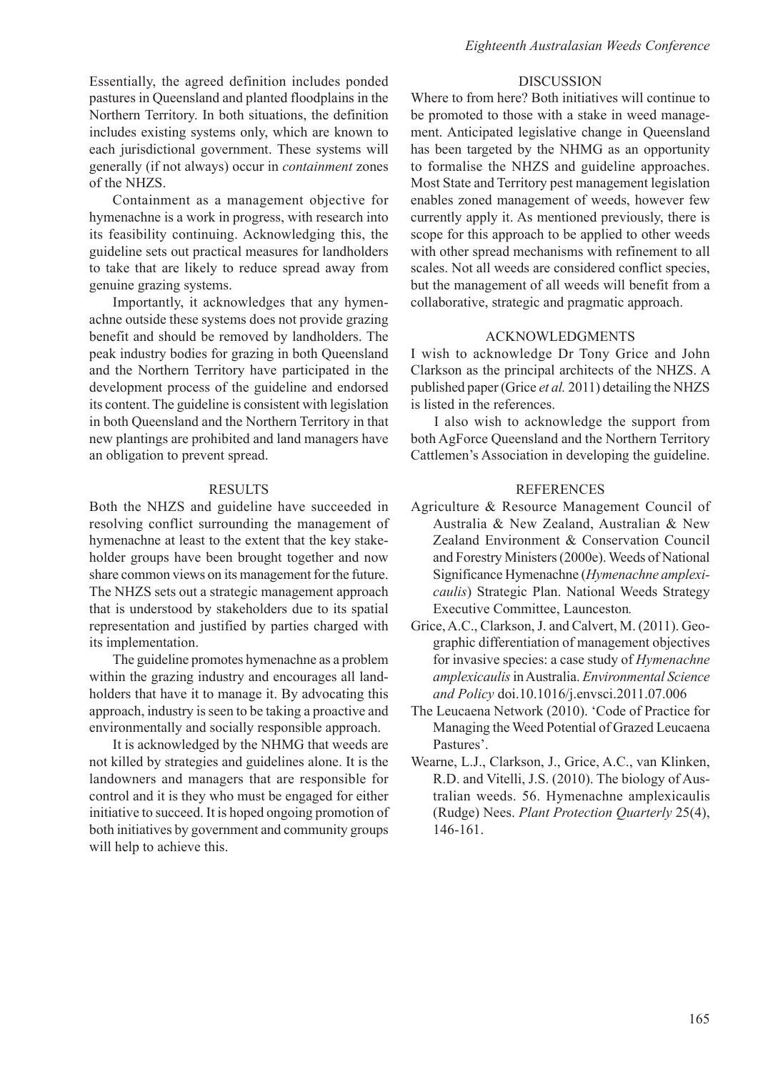Essentially, the agreed definition includes ponded pastures in Queensland and planted floodplains in the Northern Territory. In both situations, the definition includes existing systems only, which are known to each jurisdictional government. These systems will generally (if not always) occur in *containment* zones of the NHZS.

Containment as a management objective for hymenachne is a work in progress, with research into its feasibility continuing. Acknowledging this, the guideline sets out practical measures for landholders to take that are likely to reduce spread away from genuine grazing systems.

Importantly, it acknowledges that any hymenachne outside these systems does not provide grazing benefit and should be removed by landholders. The peak industry bodies for grazing in both Queensland and the Northern Territory have participated in the development process of the guideline and endorsed its content. The guideline is consistent with legislation in both Queensland and the Northern Territory in that new plantings are prohibited and land managers have an obligation to prevent spread.

## RESULTS

Both the NHZS and guideline have succeeded in resolving conflict surrounding the management of hymenachne at least to the extent that the key stakeholder groups have been brought together and now share common views on its management for the future. The NHZS sets out a strategic management approach that is understood by stakeholders due to its spatial representation and justified by parties charged with its implementation.

The guideline promotes hymenachne as a problem within the grazing industry and encourages all landholders that have it to manage it. By advocating this approach, industry is seen to be taking a proactive and environmentally and socially responsible approach.

It is acknowledged by the NHMG that weeds are not killed by strategies and guidelines alone. It is the landowners and managers that are responsible for control and it is they who must be engaged for either initiative to succeed. It is hoped ongoing promotion of both initiatives by government and community groups will help to achieve this.

## DISCUSSION

Where to from here? Both initiatives will continue to be promoted to those with a stake in weed management. Anticipated legislative change in Queensland has been targeted by the NHMG as an opportunity to formalise the NHZS and guideline approaches. Most State and Territory pest management legislation enables zoned management of weeds, however few currently apply it. As mentioned previously, there is scope for this approach to be applied to other weeds with other spread mechanisms with refinement to all scales. Not all weeds are considered conflict species, but the management of all weeds will benefit from a collaborative, strategic and pragmatic approach.

## ACKNOWLEDGMENTS

I wish to acknowledge Dr Tony Grice and John Clarkson as the principal architects of the NHZS. A published paper (Grice *et al.* 2011) detailing the NHZS is listed in the references.

I also wish to acknowledge the support from both AgForce Queensland and the Northern Territory Cattlemen's Association in developing the guideline.

## REFERENCES

Agriculture & Resource Management Council of Australia & New Zealand, Australian & New Zealand Environment & Conservation Council and Forestry Ministers (2000e). Weeds of National Significance Hymenachne (*Hymenachne amplexicaulis*) Strategic Plan. National Weeds Strategy Executive Committee, Launceston.

Grice, A.C., Clarkson, J. and Calvert, M. (2011). Geographic differentiation of management objectives for invasive species: a case study of *Hymenachne amplexicaulis* in Australia. *Environmental Science and Policy* doi.10.1016/j.envsci.2011.07.006

The Leucaena Network (2010). 'Code of Practice for Managing the Weed Potential of Grazed Leucaena Pastures'.

Wearne, L.J., Clarkson, J., Grice, A.C., van Klinken, R.D. and Vitelli, J.S. (2010). The biology of Australian weeds. 56. Hymenachne amplexicaulis (Rudge) Nees. *Plant Protection Quarterly* 25(4), 146-161.